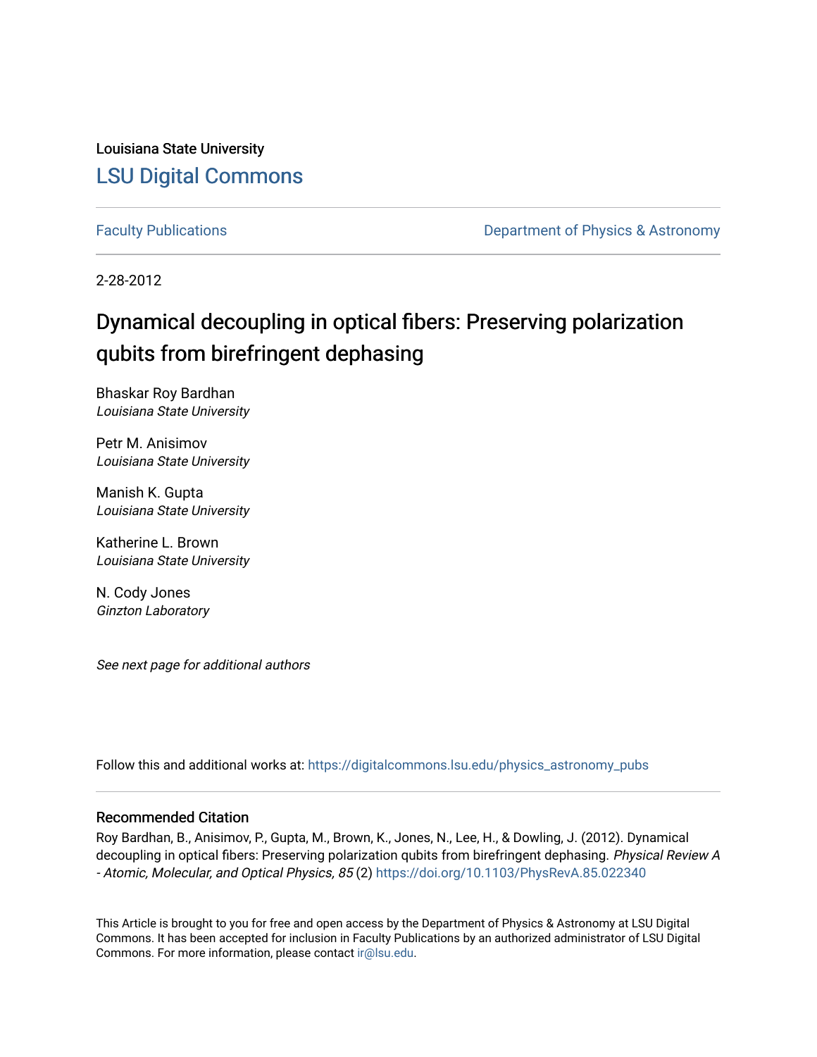Louisiana State University

# LSU Digital Commons

Faculty Publications | Department of Physics & Astronomy

2-28-2012

# Dynamical decoupling in optical fibers: Preserving polarization qubits from birefringent dephasing

Bhaskar Roy Bardhan
*Louisiana State University*

Petr M. Anisimov
*Louisiana State University*

Manish K. Gupta
*Louisiana State University*

Katherine L. Brown
*Louisiana State University*

N. Cody Jones
*Ginzton Laboratory*

*See next page for additional authors*

Follow this and additional works at: https://digitalcommons.lsu.edu/physics_astronomy_pubs

## Recommended Citation

Roy Bardhan, B., Anisimov, P., Gupta, M., Brown, K., Jones, N., Lee, H., & Dowling, J. (2012). Dynamical decoupling in optical fibers: Preserving polarization qubits from birefringent dephasing. *Physical Review A - Atomic, Molecular, and Optical Physics, 85* (2) https://doi.org/10.1103/PhysRevA.85.022340

This Article is brought to you for free and open access by the Department of Physics & Astronomy at LSU Digital Commons. It has been accepted for inclusion in Faculty Publications by an authorized administrator of LSU Digital Commons. For more information, please contact ir@lsu.edu.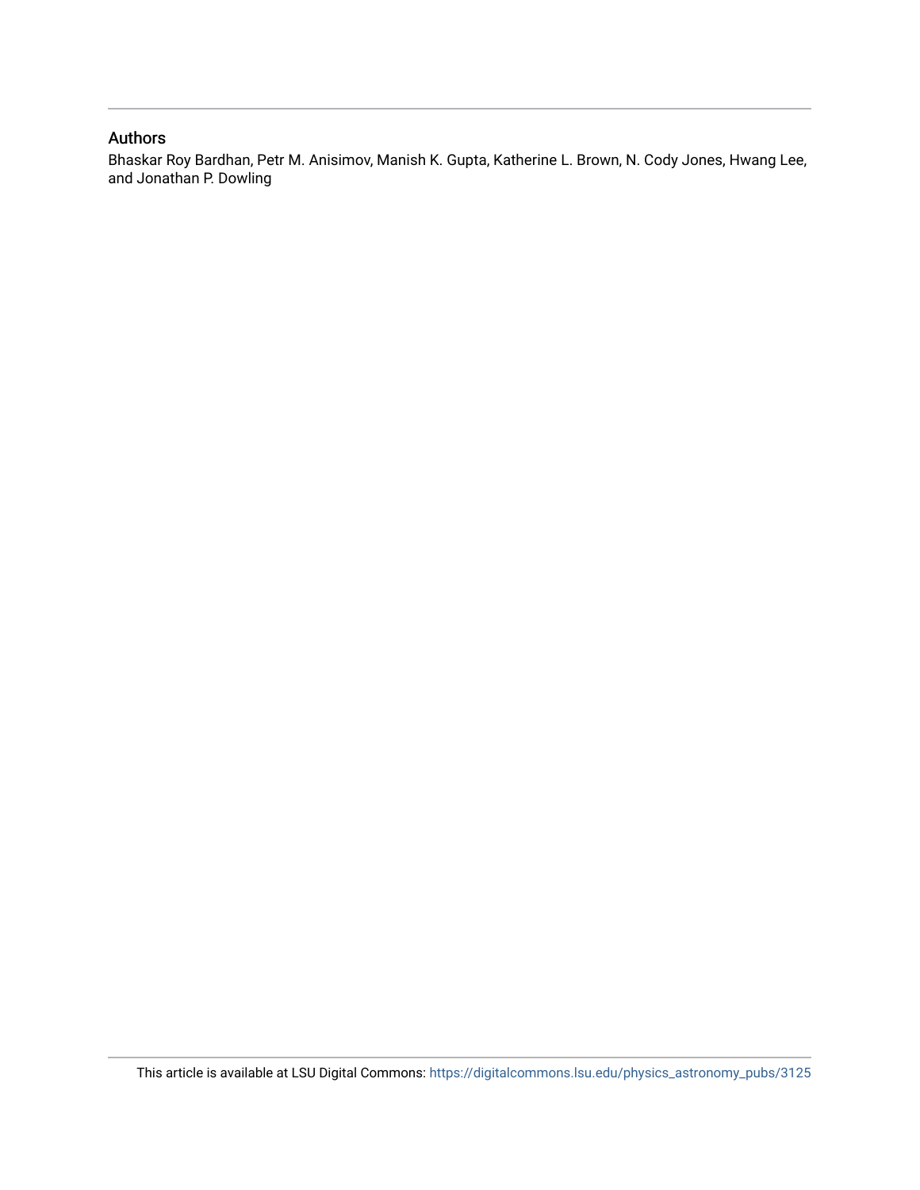## Authors

Bhaskar Roy Bardhan, Petr M. Anisimov, Manish K. Gupta, Katherine L. Brown, N. Cody Jones, Hwang Lee, and Jonathan P. Dowling

This article is available at LSU Digital Commons: https://digitalcommons.lsu.edu/physics_astronomy_pubs/3125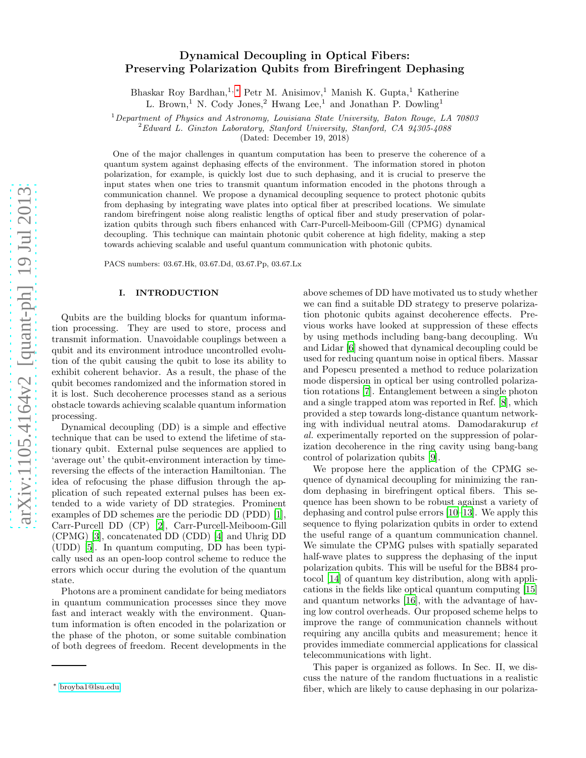# Dynamical Decoupling in Optical Fibers: Preserving Polarization Qubits from Birefringent Dephasing

Bhaskar Roy Bardhan,[1,*] Petr M. Anisimov,[1] Manish K. Gupta,[1] Katherine L. Brown,[1] N. Cody Jones,[2] Hwang Lee,[1] and Jonathan P. Dowling[1]

[1]*Department of Physics and Astronomy, Louisiana State University, Baton Rouge, LA 70803*
[2]*Edward L. Ginzton Laboratory, Stanford University, Stanford, CA 94305-4088*
(Dated: December 19, 2018)

One of the major challenges in quantum computation has been to preserve the coherence of a quantum system against dephasing effects of the environment. The information stored in photon polarization, for example, is quickly lost due to such dephasing, and it is crucial to preserve the input states when one tries to transmit quantum information encoded in the photons through a communication channel. We propose a dynamical decoupling sequence to protect photonic qubits from dephasing by integrating wave plates into optical fiber at prescribed locations. We simulate random birefringent noise along realistic lengths of optical fiber and study preservation of polarization qubits through such fibers enhanced with Carr-Purcell-Meiboom-Gill (CPMG) dynamical decoupling. This technique can maintain photonic qubit coherence at high fidelity, making a step towards achieving scalable and useful quantum communication with photonic qubits.

PACS numbers: 03.67.Hk, 03.67.Dd, 03.67.Pp, 03.67.Lx

## I. INTRODUCTION

Qubits are the building blocks for quantum information processing. They are used to store, process and transmit information. Unavoidable couplings between a qubit and its environment introduce uncontrolled evolution of the qubit causing the qubit to lose its ability to exhibit coherent behavior. As a result, the phase of the qubit becomes randomized and the information stored in it is lost. Such decoherence processes stand as a serious obstacle towards achieving scalable quantum information processing.

Dynamical decoupling (DD) is a simple and effective technique that can be used to extend the lifetime of stationary qubit. External pulse sequences are applied to 'average out' the qubit-environment interaction by time-reversing the effects of the interaction Hamiltonian. The idea of refocusing the phase diffusion through the application of such repeated external pulses has been extended to a wide variety of DD strategies. Prominent examples of DD schemes are the periodic DD (PDD) [1], Carr-Purcell DD (CP) [2], Carr-Purcell-Meiboom-Gill (CPMG) [3], concatenated DD (CDD) [4] and Uhrig DD (UDD) [5]. In quantum computing, DD has been typically used as an open-loop control scheme to reduce the errors which occur during the evolution of the quantum state.

Photons are a prominent candidate for being mediators in quantum communication processes since they move fast and interact weakly with the environment. Quantum information is often encoded in the polarization or the phase of the photon, or some suitable combination of both degrees of freedom. Recent developments in the above schemes of DD have motivated us to study whether we can find a suitable DD strategy to preserve polarization photonic qubits against decoherence effects. Previous works have looked at suppression of these effects by using methods including bang-bang decoupling. Wu and Lidar [6] showed that dynamical decoupling could be used for reducing quantum noise in optical fibers. Massar and Popescu presented a method to reduce polarization mode dispersion in optical ber using controlled polarization rotations [7]. Entanglement between a single photon and a single trapped atom was reported in Ref. [8], which provided a step towards long-distance quantum networking with individual neutral atoms. Damodarakurup *et al.* experimentally reported on the suppression of polarization decoherence in the ring cavity using bang-bang control of polarization qubits [9].

We propose here the application of the CPMG sequence of dynamical decoupling for minimizing the random dephasing in birefringent optical fibers. This sequence has been shown to be robust against a variety of dephasing and control pulse errors [10–13]. We apply this sequence to flying polarization qubits in order to extend the useful range of a quantum communication channel. We simulate the CPMG pulses with spatially separated half-wave plates to suppress the dephasing of the input polarization qubits. This will be useful for the BB84 protocol [14] of quantum key distribution, along with applications in the fields like optical quantum computing [15] and quantum networks [16], with the advantage of having low control overheads. Our proposed scheme helps to improve the range of communication channels without requiring any ancilla qubits and measurement; hence it provides immediate commercial applications for classical telecommunications with light.

This paper is organized as follows. In Sec. II, we discuss the nature of the random fluctuations in a realistic fiber, which are likely to cause dephasing in our polariza-

* broyba1@lsu.edu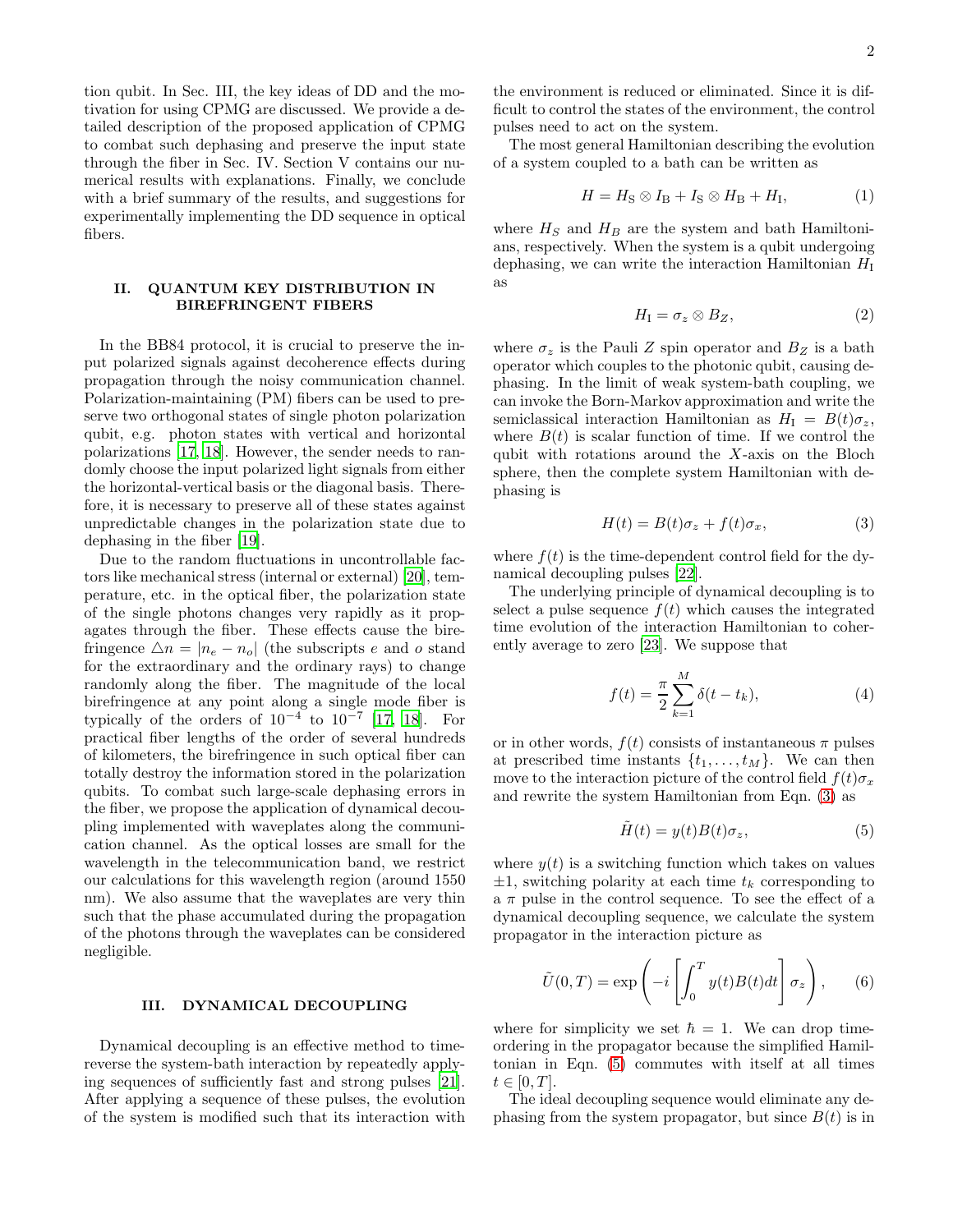tion qubit. In Sec. III, the key ideas of DD and the motivation for using CPMG are discussed. We provide a detailed description of the proposed application of CPMG to combat such dephasing and preserve the input state through the fiber in Sec. IV. Section V contains our numerical results with explanations. Finally, we conclude with a brief summary of the results, and suggestions for experimentally implementing the DD sequence in optical fibers.

## II. QUANTUM KEY DISTRIBUTION IN BIREFRINGENT FIBERS

In the BB84 protocol, it is crucial to preserve the input polarized signals against decoherence effects during propagation through the noisy communication channel. Polarization-maintaining (PM) fibers can be used to preserve two orthogonal states of single photon polarization qubit, e.g. photon states with vertical and horizontal polarizations [17, 18]. However, the sender needs to randomly choose the input polarized light signals from either the horizontal-vertical basis or the diagonal basis. Therefore, it is necessary to preserve all of these states against unpredictable changes in the polarization state due to dephasing in the fiber [19].

Due to the random fluctuations in uncontrollable factors like mechanical stress (internal or external) [20], temperature, etc. in the optical fiber, the polarization state of the single photons changes very rapidly as it propagates through the fiber. These effects cause the birefringence $\triangle n = |n_e - n_o|$ (the subscripts $e$ and $o$ stand for the extraordinary and the ordinary rays) to change randomly along the fiber. The magnitude of the local birefringence at any point along a single mode fiber is typically of the orders of $10^{-4}$ to $10^{-7}$ [17, 18]. For practical fiber lengths of the order of several hundreds of kilometers, the birefringence in such optical fiber can totally destroy the information stored in the polarization qubits. To combat such large-scale dephasing errors in the fiber, we propose the application of dynamical decoupling implemented with waveplates along the communication channel. As the optical losses are small for the wavelength in the telecommunication band, we restrict our calculations for this wavelength region (around 1550 nm). We also assume that the waveplates are very thin such that the phase accumulated during the propagation of the photons through the waveplates can be considered negligible.

## III. DYNAMICAL DECOUPLING

Dynamical decoupling is an effective method to time-reverse the system-bath interaction by repeatedly applying sequences of sufficiently fast and strong pulses [21]. After applying a sequence of these pulses, the evolution of the system is modified such that its interaction with the environment is reduced or eliminated. Since it is difficult to control the states of the environment, the control pulses need to act on the system.

The most general Hamiltonian describing the evolution of a system coupled to a bath can be written as

$$H = H_{\mathrm{S}} \otimes I_{\mathrm{B}} + I_{\mathrm{S}} \otimes H_{\mathrm{B}} + H_{\mathrm{I}}, \tag{1}$$

where $H_S$ and $H_B$ are the system and bath Hamiltonians, respectively. When the system is a qubit undergoing dephasing, we can write the interaction Hamiltonian $H_{\mathrm{I}}$ as

$$H_{\mathrm{I}} = \sigma_z \otimes B_Z, \tag{2}$$

where $\sigma_z$ is the Pauli $Z$ spin operator and $B_Z$ is a bath operator which couples to the photonic qubit, causing dephasing. In the limit of weak system-bath coupling, we can invoke the Born-Markov approximation and write the semiclassical interaction Hamiltonian as $H_{\mathrm{I}} = B(t)\sigma_z$, where $B(t)$ is scalar function of time. If we control the qubit with rotations around the $X$-axis on the Bloch sphere, then the complete system Hamiltonian with dephasing is

$$H(t) = B(t)\sigma_z + f(t)\sigma_x, \tag{3}$$

where $f(t)$ is the time-dependent control field for the dynamical decoupling pulses [22].

The underlying principle of dynamical decoupling is to select a pulse sequence $f(t)$ which causes the integrated time evolution of the interaction Hamiltonian to coherently average to zero [23]. We suppose that

$$f(t) = \frac{\pi}{2} \sum_{k=1}^{M} \delta(t - t_k), \tag{4}$$

or in other words, $f(t)$ consists of instantaneous $\pi$ pulses at prescribed time instants $\{t_1, \ldots, t_M\}$. We can then move to the interaction picture of the control field $f(t)\sigma_x$ and rewrite the system Hamiltonian from Eqn. (3) as

$$\tilde{H}(t) = y(t)B(t)\sigma_z, \tag{5}$$

where $y(t)$ is a switching function which takes on values $\pm 1$, switching polarity at each time $t_k$ corresponding to a $\pi$ pulse in the control sequence. To see the effect of a dynamical decoupling sequence, we calculate the system propagator in the interaction picture as

$$\tilde{U}(0, T) = \exp\left(-i \left[\int_0^T y(t)B(t)dt\right] \sigma_z\right), \tag{6}$$

where for simplicity we set $\hbar = 1$. We can drop time-ordering in the propagator because the simplified Hamiltonian in Eqn. (5) commutes with itself at all times $t \in [0, T]$.

The ideal decoupling sequence would eliminate any dephasing from the system propagator, but since $B(t)$ is in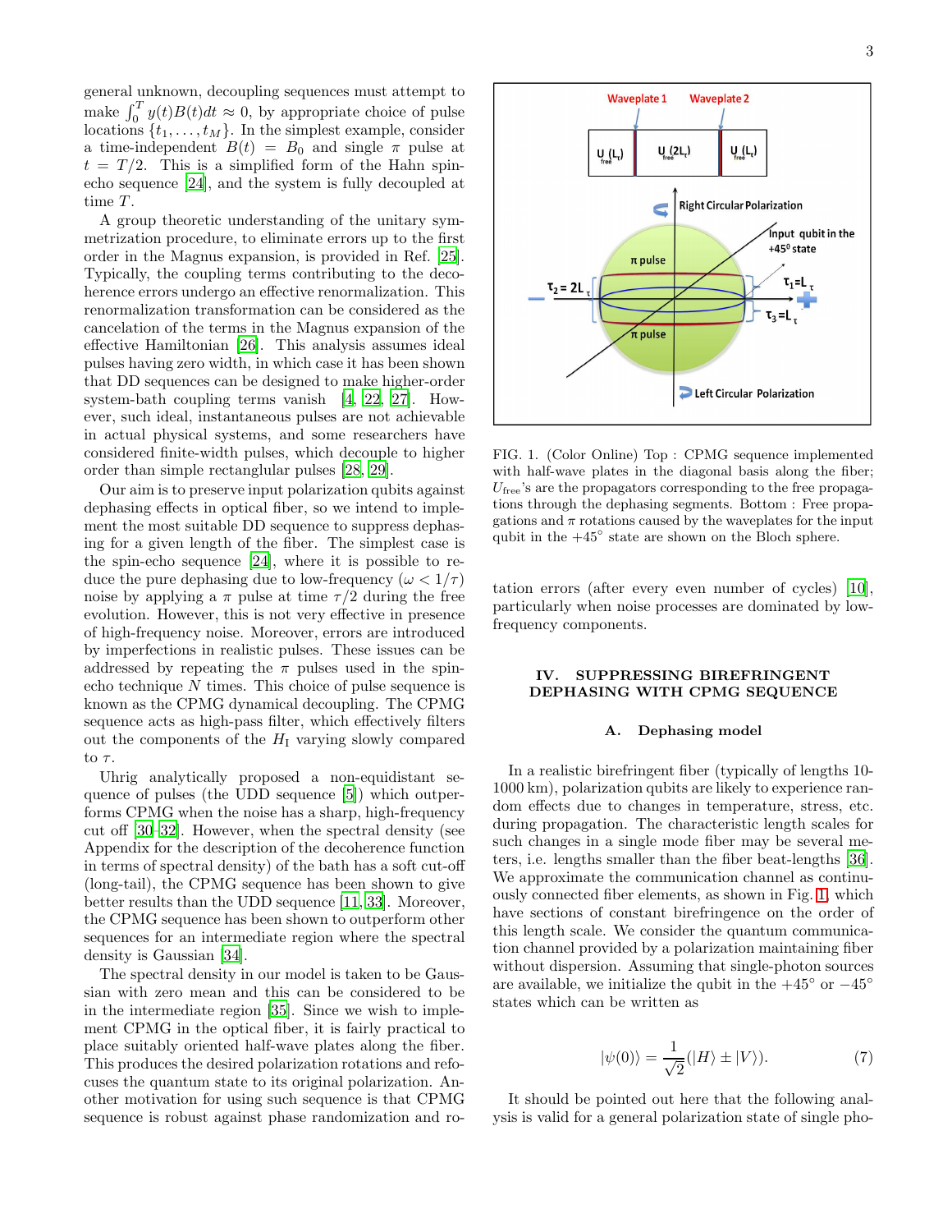general unknown, decoupling sequences must attempt to make $\int_0^T y(t)B(t)dt \approx 0$, by appropriate choice of pulse locations $\{t_1, \ldots, t_M\}$. In the simplest example, consider a time-independent $B(t) = B_0$ and single $\pi$ pulse at $t = T/2$. This is a simplified form of the Hahn spin-echo sequence [24], and the system is fully decoupled at time $T$.

A group theoretic understanding of the unitary symmetrization procedure, to eliminate errors up to the first order in the Magnus expansion, is provided in Ref. [25]. Typically, the coupling terms contributing to the decoherence errors undergo an effective renormalization. This renormalization transformation can be considered as the cancelation of the terms in the Magnus expansion of the effective Hamiltonian [26]. This analysis assumes ideal pulses having zero width, in which case it has been shown that DD sequences can be designed to make higher-order system-bath coupling terms vanish [4, 22, 27]. However, such ideal, instantaneous pulses are not achievable in actual physical systems, and some researchers have considered finite-width pulses, which decouple to higher order than simple rectanglular pulses [28, 29].

Our aim is to preserve input polarization qubits against dephasing effects in optical fiber, so we intend to implement the most suitable DD sequence to suppress dephasing for a given length of the fiber. The simplest case is the spin-echo sequence [24], where it is possible to reduce the pure dephasing due to low-frequency ($\omega < 1/\tau$) noise by applying a $\pi$ pulse at time $\tau/2$ during the free evolution. However, this is not very effective in presence of high-frequency noise. Moreover, errors are introduced by imperfections in realistic pulses. These issues can be addressed by repeating the $\pi$ pulses used in the spin-echo technique $N$ times. This choice of pulse sequence is known as the CPMG dynamical decoupling. The CPMG sequence acts as high-pass filter, which effectively filters out the components of the $H_I$ varying slowly compared to $\tau$.

Uhrig analytically proposed a non-equidistant sequence of pulses (the UDD sequence [5]) which outperforms CPMG when the noise has a sharp, high-frequency cut off [30–32]. However, when the spectral density (see Appendix for the description of the decoherence function in terms of spectral density) of the bath has a soft cut-off (long-tail), the CPMG sequence has been shown to give better results than the UDD sequence [11, 33]. Moreover, the CPMG sequence has been shown to outperform other sequences for an intermediate region where the spectral density is Gaussian [34].

The spectral density in our model is taken to be Gaussian with zero mean and this can be considered to be in the intermediate region [35]. Since we wish to implement CPMG in the optical fiber, it is fairly practical to place suitably oriented half-wave plates along the fiber. This produces the desired polarization rotations and refocuses the quantum state to its original polarization. Another motivation for using such sequence is that CPMG sequence is robust against phase randomization and rotation errors (after every even number of cycles) [10], particularly when noise processes are dominated by low-frequency components.

FIG. 1. (Color Online) Top : CPMG sequence implemented with half-wave plates in the diagonal basis along the fiber; $U_{\rm free}$'s are the propagators corresponding to the free propagations through the dephasing segments. Bottom : Free propagations and $\pi$ rotations caused by the waveplates for the input qubit in the $+45^\circ$ state are shown on the Bloch sphere.

## IV. SUPPRESSING BIREFRINGENT DEPHASING WITH CPMG SEQUENCE

### A. Dephasing model

In a realistic birefringent fiber (typically of lengths 10-1000 km), polarization qubits are likely to experience random effects due to changes in temperature, stress, etc. during propagation. The characteristic length scales for such changes in a single mode fiber may be several meters, i.e. lengths smaller than the fiber beat-lengths [36]. We approximate the communication channel as continuously connected fiber elements, as shown in Fig. 1, which have sections of constant birefringence on the order of this length scale. We consider the quantum communication channel provided by a polarization maintaining fiber without dispersion. Assuming that single-photon sources are available, we initialize the qubit in the $+45^\circ$ or $-45^\circ$ states which can be written as

$$|\psi(0)\rangle = \frac{1}{\sqrt{2}}(|H\rangle \pm |V\rangle). \qquad (7)$$

It should be pointed out here that the following analysis is valid for a general polarization state of single pho-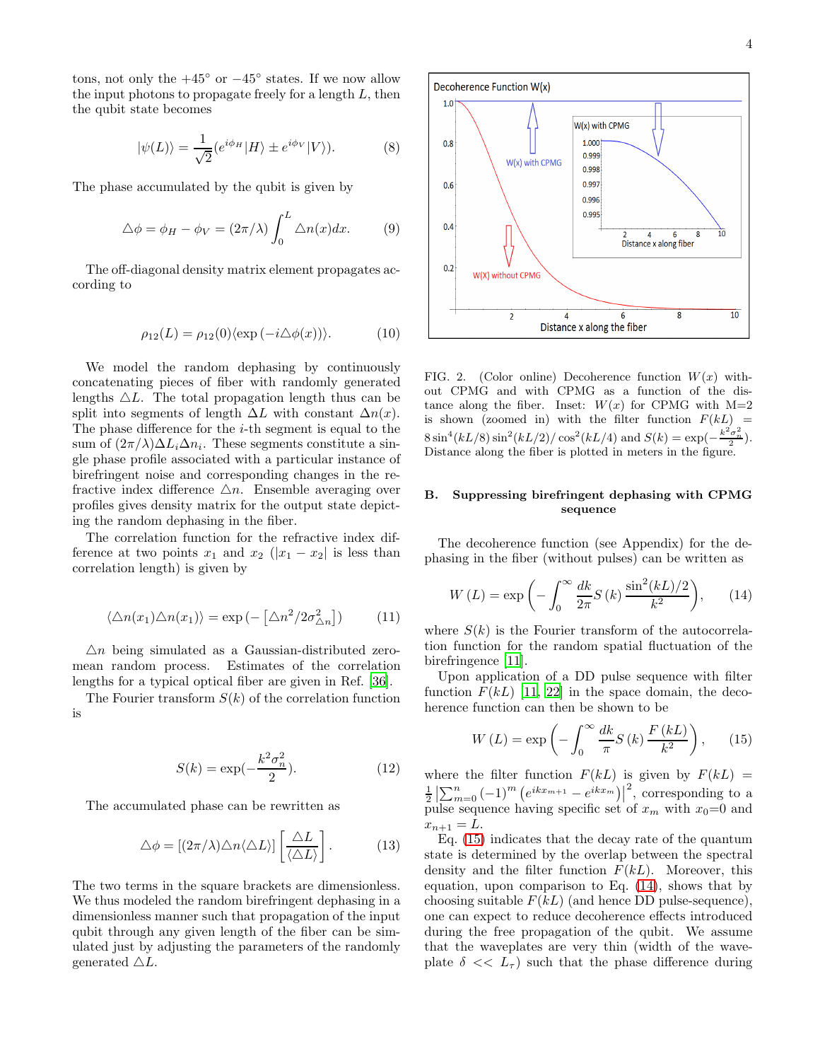tons, not only the $+45^\circ$ or $-45^\circ$ states. If we now allow the input photons to propagate freely for a length $L$, then the qubit state becomes

$$|\psi(L)\rangle = \frac{1}{\sqrt{2}}(e^{i\phi_H}|H\rangle \pm e^{i\phi_V}|V\rangle). \tag{8}$$

The phase accumulated by the qubit is given by

$$\triangle\phi = \phi_H - \phi_V = (2\pi/\lambda)\int_0^L \triangle n(x)dx. \tag{9}$$

The off-diagonal density matrix element propagates according to

$$\rho_{12}(L) = \rho_{12}(0)\langle\exp\left(-i\triangle\phi(x)\right)\rangle. \tag{10}$$

We model the random dephasing by continuously concatenating pieces of fiber with randomly generated lengths $\triangle L$. The total propagation length thus can be split into segments of length $\Delta L$ with constant $\Delta n(x)$. The phase difference for the $i$-th segment is equal to the sum of $(2\pi/\lambda)\Delta L_i \Delta n_i$. These segments constitute a single phase profile associated with a particular instance of birefringent noise and corresponding changes in the refractive index difference $\triangle n$. Ensemble averaging over profiles gives density matrix for the output state depicting the random dephasing in the fiber.

The correlation function for the refractive index difference at two points $x_1$ and $x_2$ ($|x_1 - x_2|$ is less than correlation length) is given by

$$\langle\triangle n(x_1)\triangle n(x_1)\rangle = \exp\left(-\left[\triangle n^2/2\sigma^2_{\triangle n}\right]\right) \tag{11}$$

$\triangle n$ being simulated as a Gaussian-distributed zero-mean random process. Estimates of the correlation lengths for a typical optical fiber are given in Ref. [36].

The Fourier transform $S(k)$ of the correlation function is

$$S(k) = \exp(-\frac{k^2\sigma_n^2}{2}). \tag{12}$$

The accumulated phase can be rewritten as

$$\triangle\phi = \left[(2\pi/\lambda)\triangle n\langle\triangle L\rangle\right]\left[\frac{\triangle L}{\langle\triangle L\rangle}\right]. \tag{13}$$

The two terms in the square brackets are dimensionless. We thus modeled the random birefringent dephasing in a dimensionless manner such that propagation of the input qubit through any given length of the fiber can be simulated just by adjusting the parameters of the randomly generated $\triangle L$.

FIG. 2. (Color online) Decoherence function $W(x)$ without CPMG and with CPMG as a function of the distance along the fiber. Inset: $W(x)$ for CPMG with M=2 is shown (zoomed in) with the filter function $F(kL) = 8\sin^4(kL/8)\sin^2(kL/2)/\cos^2(kL/4)$ and $S(k) = \exp(-\frac{k^2\sigma_n^2}{2})$. Distance along the fiber is plotted in meters in the figure.

### B. Suppressing birefringent dephasing with CPMG sequence

The decoherence function (see Appendix) for the dephasing in the fiber (without pulses) can be written as

$$W(L) = \exp\left(-\int_0^\infty \frac{dk}{2\pi}S(k)\frac{\sin^2(kL)/2}{k^2}\right), \tag{14}$$

where $S(k)$ is the Fourier transform of the autocorrelation function for the random spatial fluctuation of the birefringence [11].

Upon application of a DD pulse sequence with filter function $F(kL)$ [11, 22] in the space domain, the decoherence function can then be shown to be

$$W(L) = \exp\left(-\int_0^\infty \frac{dk}{\pi}S(k)\frac{F(kL)}{k^2}\right), \tag{15}$$

where the filter function $F(kL)$ is given by $F(kL) = \frac{1}{2}\left|\sum_{m=0}^{n}(-1)^m\left(e^{ikx_{m+1}} - e^{ikx_m}\right)\right|^2$, corresponding to a pulse sequence having specific set of $x_m$ with $x_0$=0 and $x_{n+1} = L$.

Eq. (15) indicates that the decay rate of the quantum state is determined by the overlap between the spectral density and the filter function $F(kL)$. Moreover, this equation, upon comparison to Eq. (14), shows that by choosing suitable $F(kL)$ (and hence DD pulse-sequence), one can expect to reduce decoherence effects introduced during the free propagation of the qubit. We assume that the waveplates are very thin (width of the waveplate $\delta << L_\tau$) such that the phase difference during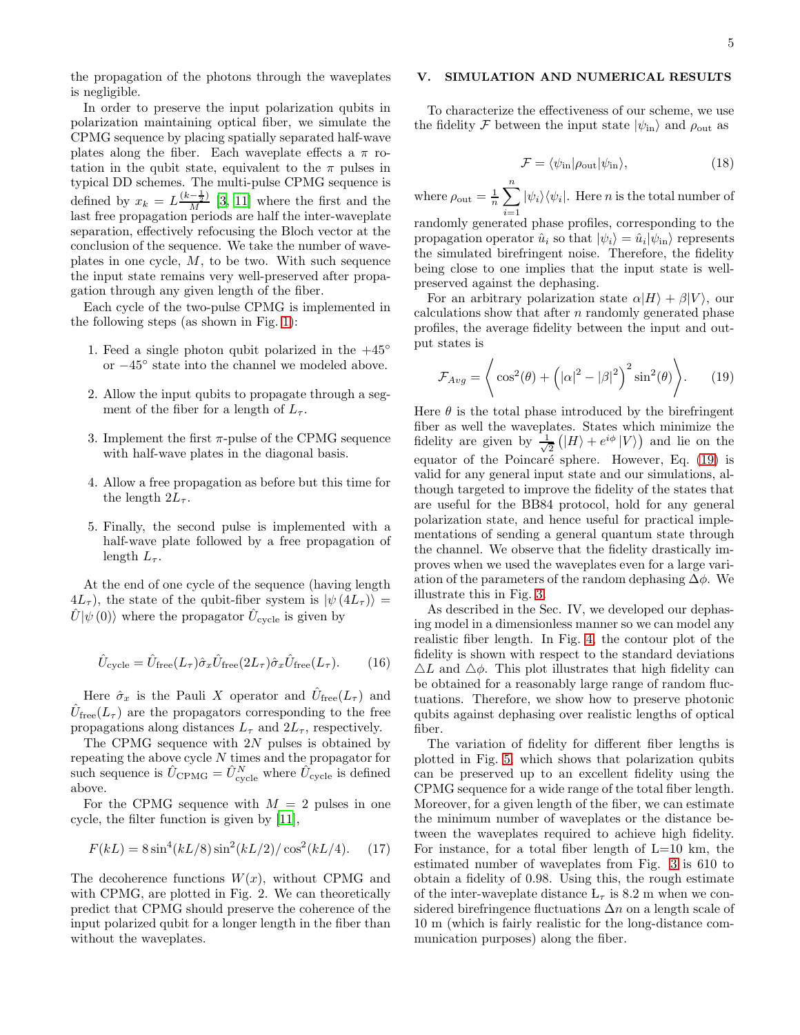the propagation of the photons through the waveplates is negligible.

In order to preserve the input polarization qubits in polarization maintaining optical fiber, we simulate the CPMG sequence by placing spatially separated half-wave plates along the fiber. Each waveplate effects a $\pi$ rotation in the qubit state, equivalent to the $\pi$ pulses in typical DD schemes. The multi-pulse CPMG sequence is defined by $x_k = L\frac{(k-\frac{1}{2})}{M}$ [3, 11] where the first and the last free propagation periods are half the inter-waveplate separation, effectively refocusing the Bloch vector at the conclusion of the sequence. We take the number of waveplates in one cycle, $M$, to be two. With such sequence the input state remains very well-preserved after propagation through any given length of the fiber.

Each cycle of the two-pulse CPMG is implemented in the following steps (as shown in Fig. 1):

1. Feed a single photon qubit polarized in the $+45^{\circ}$ or $-45^{\circ}$ state into the channel we modeled above.
2. Allow the input qubits to propagate through a segment of the fiber for a length of $L_{\tau}$.
3. Implement the first $\pi$-pulse of the CPMG sequence with half-wave plates in the diagonal basis.
4. Allow a free propagation as before but this time for the length $2L_{\tau}$.
5. Finally, the second pulse is implemented with a half-wave plate followed by a free propagation of length $L_{\tau}$.

At the end of one cycle of the sequence (having length $4L_{\tau}$), the state of the qubit-fiber system is $|\psi(4L_{\tau})\rangle = \hat{U}|\psi(0)\rangle$ where the propagator $\hat{U}_{\text{cycle}}$ is given by

$$\hat{U}_{\text{cycle}} = \hat{U}_{\text{free}}(L_{\tau})\hat{\sigma}_x\hat{U}_{\text{free}}(2L_{\tau})\hat{\sigma}_x\hat{U}_{\text{free}}(L_{\tau}). \tag{16}$$

Here $\hat{\sigma}_x$ is the Pauli $X$ operator and $\hat{U}_{\text{free}}(L_{\tau})$ and $\hat{U}_{\text{free}}(L_{\tau})$ are the propagators corresponding to the free propagations along distances $L_{\tau}$ and $2L_{\tau}$, respectively.

The CPMG sequence with $2N$ pulses is obtained by repeating the above cycle $N$ times and the propagator for such sequence is $\hat{U}_{\text{CPMG}} = \hat{U}^{N}_{\text{cycle}}$ where $\hat{U}_{\text{cycle}}$ is defined above.

For the CPMG sequence with $M = 2$ pulses in one cycle, the filter function is given by [11],

$$F(kL) = 8\sin^4(kL/8)\sin^2(kL/2)/\cos^2(kL/4). \tag{17}$$

The decoherence functions $W(x)$, without CPMG and with CPMG, are plotted in Fig. 2. We can theoretically predict that CPMG should preserve the coherence of the input polarized qubit for a longer length in the fiber than without the waveplates.

## V. SIMULATION AND NUMERICAL RESULTS

To characterize the effectiveness of our scheme, we use the fidelity $\mathcal{F}$ between the input state $|\psi_{\text{in}}\rangle$ and $\rho_{\text{out}}$ as

$$\mathcal{F} = \langle\psi_{\text{in}}|\rho_{\text{out}}|\psi_{\text{in}}\rangle, \tag{18}$$

where $\rho_{\text{out}} = \frac{1}{n}\sum_{i=1}^{n}|\psi_i\rangle\langle\psi_i|$. Here $n$ is the total number of randomly generated phase profiles, corresponding to the propagation operator $\hat{u}_i$ so that $|\psi_i\rangle = \hat{u}_i|\psi_{\text{in}}\rangle$ represents the simulated birefringent noise. Therefore, the fidelity being close to one implies that the input state is well-preserved against the dephasing.

For an arbitrary polarization state $\alpha|H\rangle + \beta|V\rangle$, our calculations show that after $n$ randomly generated phase profiles, the average fidelity between the input and output states is

$$\mathcal{F}_{Avg} = \left\langle \cos^2(\theta) + \left(|\alpha|^2 - |\beta|^2\right)^2 \sin^2(\theta) \right\rangle. \tag{19}$$

Here $\theta$ is the total phase introduced by the birefringent fiber as well the waveplates. States which minimize the fidelity are given by $\frac{1}{\sqrt{2}}\left(|H\rangle + e^{i\phi}|V\rangle\right)$ and lie on the equator of the Poincaré sphere. However, Eq. (19) is valid for any general input state and our simulations, although targeted to improve the fidelity of the states that are useful for the BB84 protocol, hold for any general polarization state, and hence useful for practical implementations of sending a general quantum state through the channel. We observe that the fidelity drastically improves when we used the waveplates even for a large variation of the parameters of the random dephasing $\Delta\phi$. We illustrate this in Fig. 3.

As described in the Sec. IV, we developed our dephasing model in a dimensionless manner so we can model any realistic fiber length. In Fig. 4, the contour plot of the fidelity is shown with respect to the standard deviations $\triangle L$ and $\triangle\phi$. This plot illustrates that high fidelity can be obtained for a reasonably large range of random fluctuations. Therefore, we show how to preserve photonic qubits against dephasing over realistic lengths of optical fiber.

The variation of fidelity for different fiber lengths is plotted in Fig. 5, which shows that polarization qubits can be preserved up to an excellent fidelity using the CPMG sequence for a wide range of the total fiber length. Moreover, for a given length of the fiber, we can estimate the minimum number of waveplates or the distance between the waveplates required to achieve high fidelity. For instance, for a total fiber length of L=10 km, the estimated number of waveplates from Fig. 3 is 610 to obtain a fidelity of 0.98. Using this, the rough estimate of the inter-waveplate distance $L_{\tau}$ is 8.2 m when we considered birefringence fluctuations $\Delta n$ on a length scale of 10 m (which is fairly realistic for the long-distance communication purposes) along the fiber.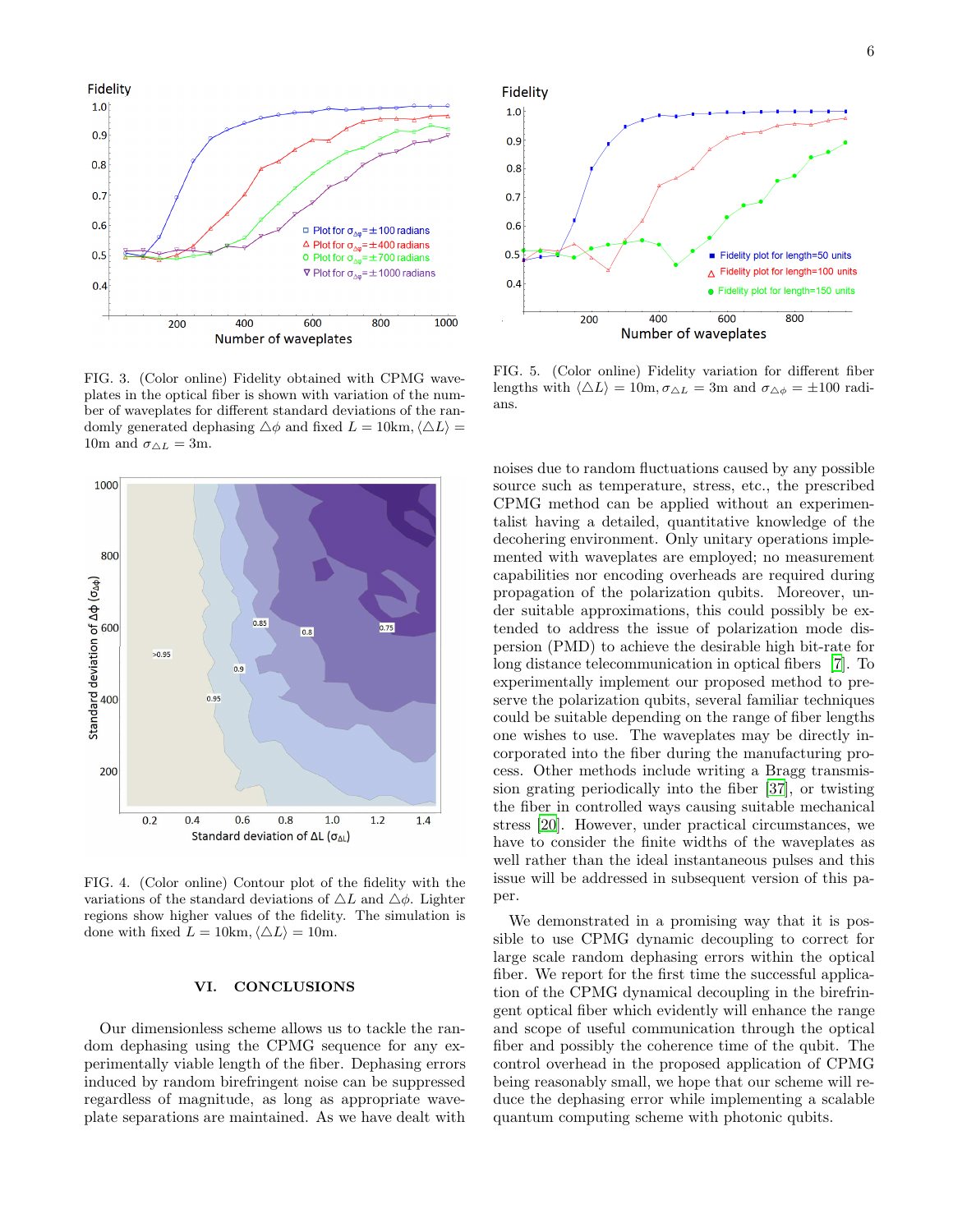FIG. 3. (Color online) Fidelity obtained with CPMG waveplates in the optical fiber is shown with variation of the number of waveplates for different standard deviations of the randomly generated dephasing $\triangle\phi$ and fixed $L = 10$km, $\langle\triangle L\rangle = 10$m and $\sigma_{\triangle L} = 3$m.

FIG. 5. (Color online) Fidelity variation for different fiber lengths with $\langle\triangle L\rangle = 10$m, $\sigma_{\triangle L} = 3$m and $\sigma_{\triangle\phi} = \pm 100$ radians.

FIG. 4. (Color online) Contour plot of the fidelity with the variations of the standard deviations of $\triangle L$ and $\triangle\phi$. Lighter regions show higher values of the fidelity. The simulation is done with fixed $L = 10$km, $\langle\triangle L\rangle = 10$m.

## VI. CONCLUSIONS

Our dimensionless scheme allows us to tackle the random dephasing using the CPMG sequence for any experimentally viable length of the fiber. Dephasing errors induced by random birefringent noise can be suppressed regardless of magnitude, as long as appropriate waveplate separations are maintained. As we have dealt with noises due to random fluctuations caused by any possible source such as temperature, stress, etc., the prescribed CPMG method can be applied without an experimentalist having a detailed, quantitative knowledge of the decohering environment. Only unitary operations implemented with waveplates are employed; no measurement capabilities nor encoding overheads are required during propagation of the polarization qubits. Moreover, under suitable approximations, this could possibly be extended to address the issue of polarization mode dispersion (PMD) to achieve the desirable high bit-rate for long distance telecommunication in optical fibers [7]. To experimentally implement our proposed method to preserve the polarization qubits, several familiar techniques could be suitable depending on the range of fiber lengths one wishes to use. The waveplates may be directly incorporated into the fiber during the manufacturing process. Other methods include writing a Bragg transmission grating periodically into the fiber [37], or twisting the fiber in controlled ways causing suitable mechanical stress [20]. However, under practical circumstances, we have to consider the finite widths of the waveplates as well rather than the ideal instantaneous pulses and this issue will be addressed in subsequent version of this paper.

We demonstrated in a promising way that it is possible to use CPMG dynamic decoupling to correct for large scale random dephasing errors within the optical fiber. We report for the first time the successful application of the CPMG dynamical decoupling in the birefringent optical fiber which evidently will enhance the range and scope of useful communication through the optical fiber and possibly the coherence time of the qubit. The control overhead in the proposed application of CPMG being reasonably small, we hope that our scheme will reduce the dephasing error while implementing a scalable quantum computing scheme with photonic qubits.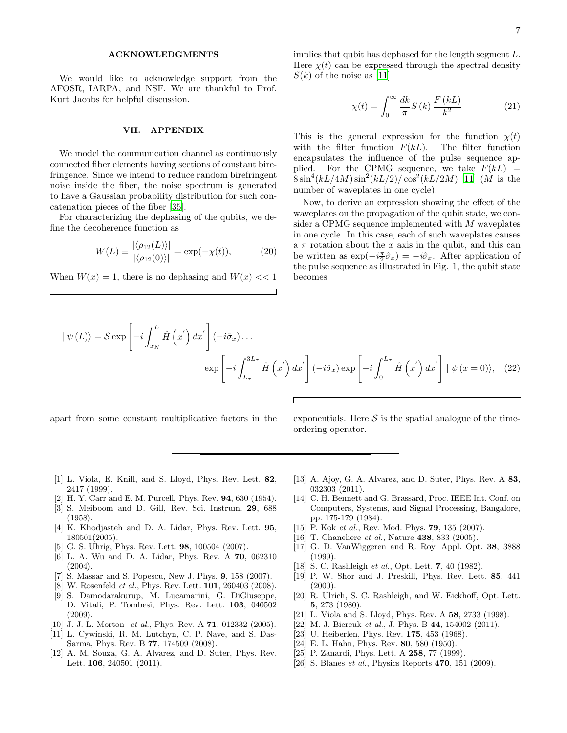## ACKNOWLEDGMENTS

We would like to acknowledge support from the AFOSR, IARPA, and NSF. We are thankful to Prof. Kurt Jacobs for helpful discussion.

## VII. APPENDIX

We model the communication channel as continuously connected fiber elements having sections of constant birefringence. Since we intend to reduce random birefringent noise inside the fiber, the noise spectrum is generated to have a Gaussian probability distribution for such concatenation pieces of the fiber [35].

For characterizing the dephasing of the qubits, we define the decoherence function as

$$W(L) \equiv \frac{|\langle \rho_{12}(L) \rangle|}{|\langle \rho_{12}(0) \rangle|} = \exp(-\chi(t)), \tag{20}$$

When $W(x) = 1$, there is no dephasing and $W(x) << 1$ implies that qubit has dephased for the length segment $L$. Here $\chi(t)$ can be expressed through the spectral density $S(k)$ of the noise as [11]

$$\chi(t) = \int_0^\infty \frac{dk}{\pi} S\left(k\right) \frac{F\left(kL\right)}{k^2} \tag{21}$$

This is the general expression for the function $\chi(t)$ with the filter function $F(kL)$. The filter function encapsulates the influence of the pulse sequence applied. For the CPMG sequence, we take $F(kL) = 8\sin^4(kL/4M)\sin^2(kL/2)/\cos^2(kL/2M)$ [11] ($M$ is the number of waveplates in one cycle).

Now, to derive an expression showing the effect of the waveplates on the propagation of the qubit state, we consider a CPMG sequence implemented with $M$ waveplates in one cycle. In this case, each of such waveplates causes a $\pi$ rotation about the $x$ axis in the qubit, and this can be written as $\exp(-i\frac{\pi}{2}\hat{\sigma}_x) = -i\hat{\sigma}_x$. After application of the pulse sequence as illustrated in Fig. 1, the qubit state becomes

$$\mid \psi\left(L\right)\rangle = \mathcal{S}\exp\left[-i\int_{x_N}^{L} \hat{H}\left(x^{'}\right)dx^{'}\right](-i\hat{\sigma}_x)\ldots \exp\left[-i\int_{L_\tau}^{3L_\tau} \hat{H}\left(x^{'}\right)dx^{'}\right](-i\hat{\sigma}_x)\exp\left[-i\int_{0}^{L_\tau} \hat{H}\left(x^{'}\right)dx^{'}\right]\mid \psi\left(x=0\right)\rangle, \tag{22}$$

apart from some constant multiplicative factors in the exponentials. Here $\mathcal{S}$ is the spatial analogue of the time-ordering operator.

---

[1] L. Viola, E. Knill, and S. Lloyd, Phys. Rev. Lett. **82**, 2417 (1999).
[2] H. Y. Carr and E. M. Purcell, Phys. Rev. **94**, 630 (1954).
[3] S. Meiboom and D. Gill, Rev. Sci. Instrum. **29**, 688 (1958).
[4] K. Khodjasteh and D. A. Lidar, Phys. Rev. Lett. **95**, 180501(2005).
[5] G. S. Uhrig, Phys. Rev. Lett. **98**, 100504 (2007).
[6] L. A. Wu and D. A. Lidar, Phys. Rev. A **70**, 062310 (2004).
[7] S. Massar and S. Popescu, New J. Phys. **9**, 158 (2007).
[8] W. Rosenfeld *et al.*, Phys. Rev. Lett. **101**, 260403 (2008).
[9] S. Damodarakurup, M. Lucamarini, G. DiGiuseppe, D. Vitali, P. Tombesi, Phys. Rev. Lett. **103**, 040502 (2009).
[10] J. J. L. Morton *et al.*, Phys. Rev. A **71**, 012332 (2005).
[11] L. Cywinski, R. M. Lutchyn, C. P. Nave, and S. Das-Sarma, Phys. Rev. B **77**, 174509 (2008).
[12] A. M. Souza, G. A. Alvarez, and D. Suter, Phys. Rev. Lett. **106**, 240501 (2011).
[13] A. Ajoy, G. A. Alvarez, and D. Suter, Phys. Rev. A **83**, 032303 (2011).
[14] C. H. Bennett and G. Brassard, Proc. IEEE Int. Conf. on Computers, Systems, and Signal Processing, Bangalore, pp. 175-179 (1984).
[15] P. Kok *et al.*, Rev. Mod. Phys. **79**, 135 (2007).
[16] T. Chaneliere *et al.*, Nature **438**, 833 (2005).
[17] G. D. VanWiggeren and R. Roy, Appl. Opt. **38**, 3888 (1999).
[18] S. C. Rashleigh *et al.*, Opt. Lett. **7**, 40 (1982).
[19] P. W. Shor and J. Preskill, Phys. Rev. Lett. **85**, 441 (2000).
[20] R. Ulrich, S. C. Rashleigh, and W. Eickhoff, Opt. Lett. **5**, 273 (1980).
[21] L. Viola and S. Lloyd, Phys. Rev. A **58**, 2733 (1998).
[22] M. J. Biercuk *et al.*, J. Phys. B **44**, 154002 (2011).
[23] U. Heiberlen, Phys. Rev. **175**, 453 (1968).
[24] E. L. Hahn, Phys. Rev. **80**, 580 (1950).
[25] P. Zanardi, Phys. Lett. A **258**, 77 (1999).
[26] S. Blanes *et al.*, Physics Reports **470**, 151 (2009).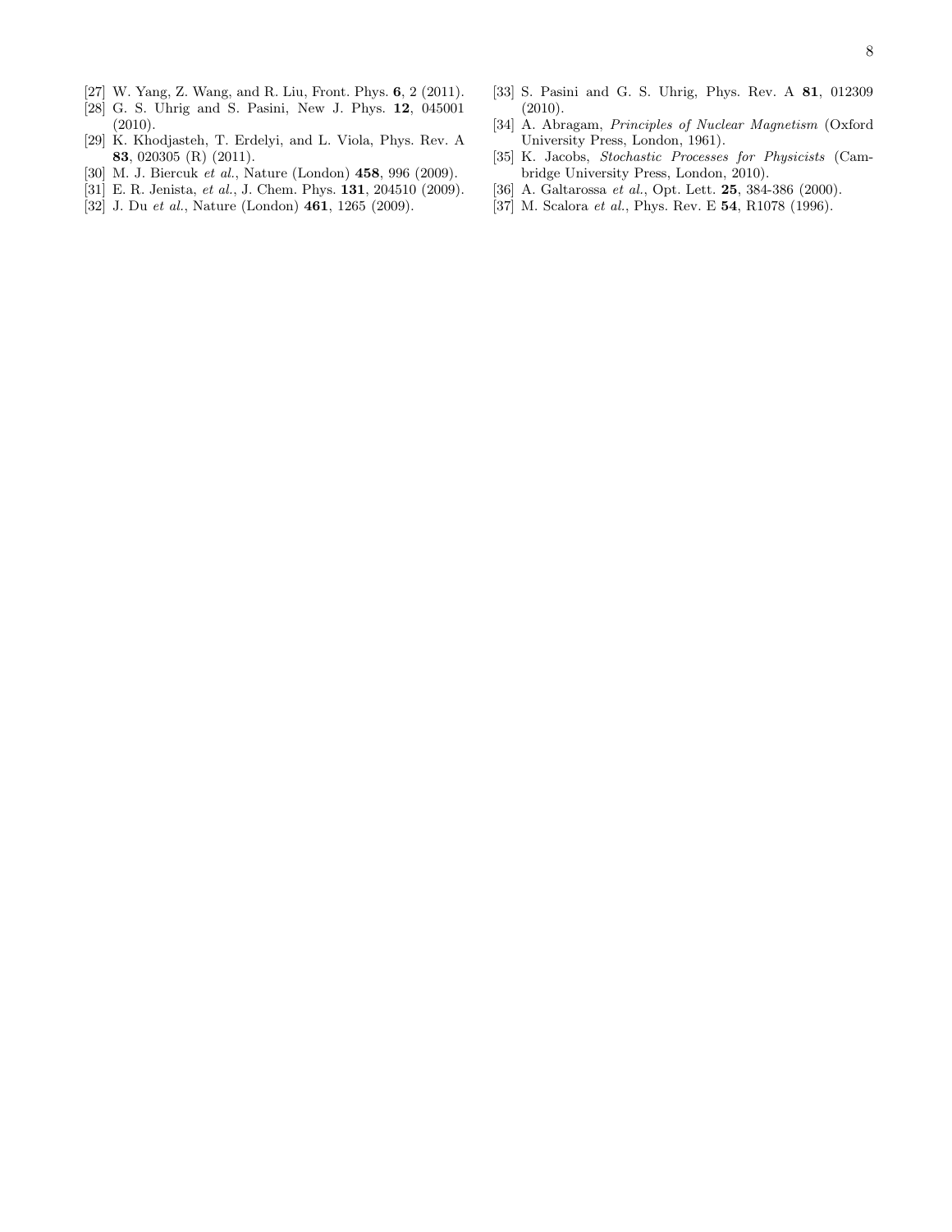[27] W. Yang, Z. Wang, and R. Liu, Front. Phys. **6**, 2 (2011).

[28] G. S. Uhrig and S. Pasini, New J. Phys. **12**, 045001 (2010).

[29] K. Khodjasteh, T. Erdelyi, and L. Viola, Phys. Rev. A **83**, 020305 (R) (2011).

[30] M. J. Biercuk *et al.*, Nature (London) **458**, 996 (2009).

[31] E. R. Jenista, *et al.*, J. Chem. Phys. **131**, 204510 (2009).

[32] J. Du *et al.*, Nature (London) **461**, 1265 (2009).

[33] S. Pasini and G. S. Uhrig, Phys. Rev. A **81**, 012309 (2010).

[34] A. Abragam, *Principles of Nuclear Magnetism* (Oxford University Press, London, 1961).

[35] K. Jacobs, *Stochastic Processes for Physicists* (Cambridge University Press, London, 2010).

[36] A. Galtarossa *et al.*, Opt. Lett. **25**, 384-386 (2000).

[37] M. Scalora *et al.*, Phys. Rev. E **54**, R1078 (1996).